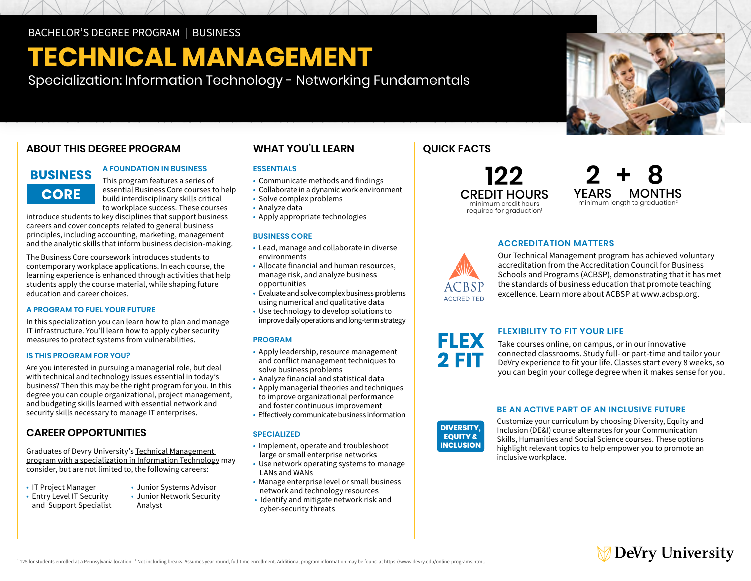BACHELOR'S DEGREE PROGRAM | BUSINESS

# TECHNICAL MANAGEMENT

Specialization: Information Technology - Networking Fundamentals

## ABOUT THIS DEGREE PROGRAM

**BUSINESS CORE**

### A FOUNDATION IN BUSINESS

This program features a series of essential Business Core courses to help build interdisciplinary skills critical to workplace success. These courses introduce students to key disciplines that support business careers and cover concepts related to general business principles, including accounting, marketing, management and the analytic skills that inform business decision-making.

The Business Core coursework introduces students to contemporary workplace applications. In each course, the learning experience is enhanced through activities that help students apply the course material, while shaping future education and career choices.

### A PROGRAM TO FUEL YOUR FUTURE

In this specialization you can learn how to plan and manage IT infrastructure. You'll learn how to apply cyber security measures to protect systems from vulnerabilities.

### IS THIS PROGRAM FOR YOU?

Are you interested in pursuing a managerial role, but deal with technical and technology issues essential in today's business? Then this may be the right program for you. In this degree you can couple organizational, project management, and budgeting skills learned with essential network and security skills necessary to manage IT enterprises.

## CAREER OPPORTUNITIES

Graduates of DeVry University's Technical Management program with a specialization in Information Technology may consider, but are not limited to, the following careers:

- IT Project Manager
- Entry Level IT Security and Support Specialist
- Junior Systems Advisor
- Junior Network Security Analyst

## WHAT YOU'LL LEARN

### ESSENTIALS

- Communicate methods and findings
- Collaborate in a dynamic work environment
- Solve complex problems
- Analyze data
- Apply appropriate technologies

### BUSINESS CORE

- Lead, manage and collaborate in diverse environments
- Allocate financial and human resources, manage risk, and analyze business opportunities
- Evaluate and solve complex business problems using numerical and qualitative data
- Use technology to develop solutions to improve daily operations and long-term strategy

### PROGRAM

- Apply leadership, resource management and conflict management techniques to solve business problems
- Analyze financial and statistical data
- Apply managerial theories and techniques to improve organizational performance and foster continuous improvement
- Effectively communicate business information

### SPECIALIZED

- Implement, operate and troubleshoot large or small enterprise networks
- Use network operating systems to manage LANs and WANs
- Manage enterprise level or small business network and technology resources
- Identify and mitigate network risk and cyber-security threats

## QUICK FACTS

**122 CREDIT HOURS**
minimum credit hours required for graduation[1]

**2 YEARS + 8 MONTHS**
minimum length to graduation[2]

### ACCREDITATION MATTERS

ACBSP ACCREDITED

Our Technical Management program has achieved voluntary accreditation from the Accreditation Council for Business Schools and Programs (ACBSP), demonstrating that it has met the standards of business education that promote teaching excellence. Learn more about ACBSP at www.acbsp.org.

### FLEXIBILITY TO FIT YOUR LIFE

**FLEX 2 FIT**

Take courses online, on campus, or in our innovative connected classrooms. Study full- or part-time and tailor your DeVry experience to fit your life. Classes start every 8 weeks, so you can begin your college degree when it makes sense for you.

### BE AN ACTIVE PART OF AN INCLUSIVE FUTURE

**DIVERSITY, EQUITY & INCLUSION**

Customize your curriculum by choosing Diversity, Equity and Inclusion (DE&I) course alternates for your Communication Skills, Humanities and Social Science courses. These options highlight relevant topics to help empower you to promote an inclusive workplace.

[1] 125 for students enrolled at a Pennsylvania location. [2] Not including breaks. Assumes year-round, full-time enrollment. Additional program information may be found at https://www.devry.edu/online-programs.html.

DeVry University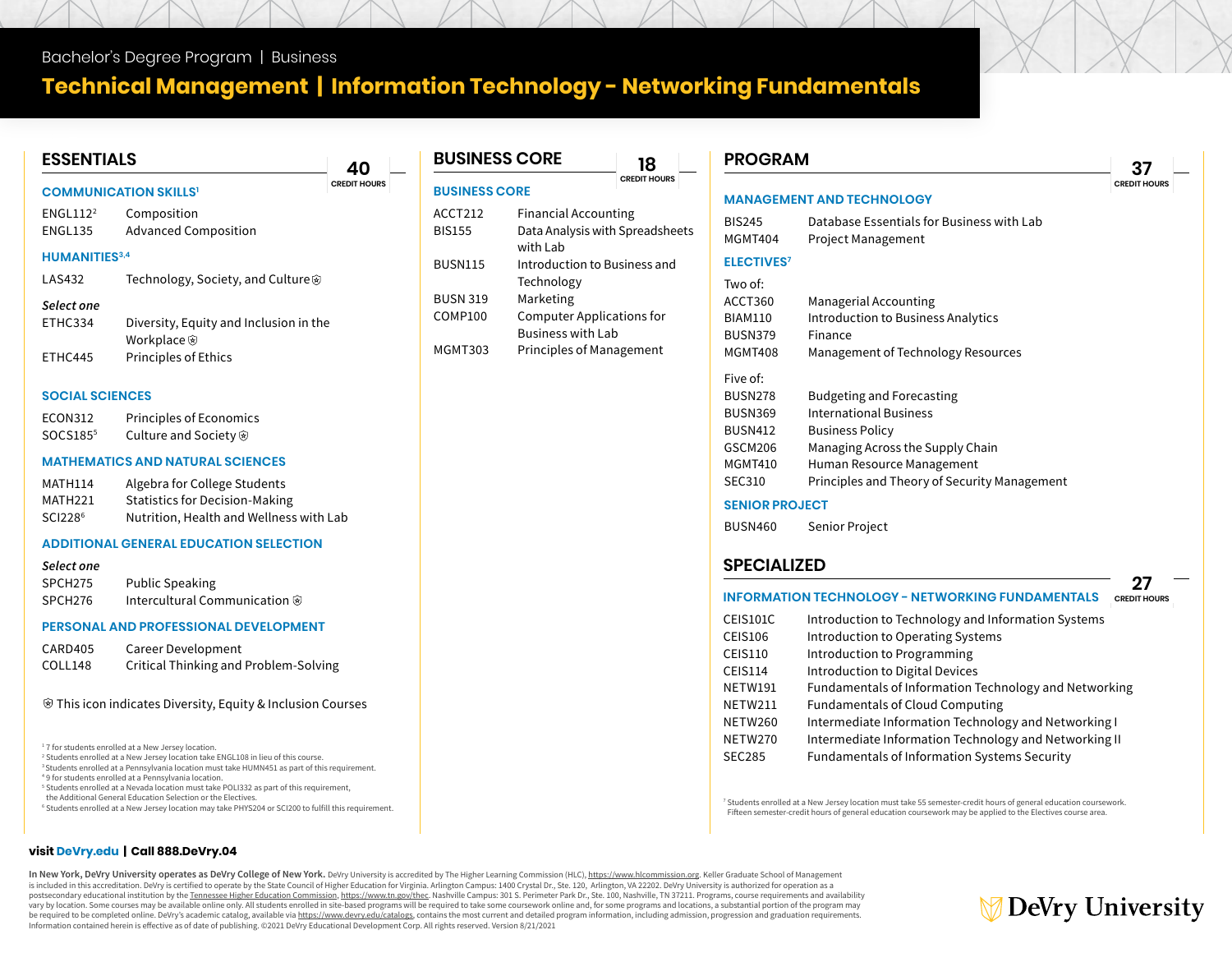Bachelor's Degree Program | Business

# Technical Management | Information Technology - Networking Fundamentals

## ESSENTIALS

**40** CREDIT HOURS

### COMMUNICATION SKILLS[1]

| | |
|---|---|
| ENGL112[2] | Composition |
| ENGL135 | Advanced Composition |

### HUMANITIES[3,4]

| | |
|---|---|
| LAS432 | Technology, Society, and Culture ⛨ |

*Select one*

| | |
|---|---|
| ETHC334 | Diversity, Equity and Inclusion in the Workplace ⛨ |
| ETHC445 | Principles of Ethics |

### SOCIAL SCIENCES

| | |
|---|---|
| ECON312 | Principles of Economics |
| SOCS185[5] | Culture and Society ⛨ |

### MATHEMATICS AND NATURAL SCIENCES

| | |
|---|---|
| MATH114 | Algebra for College Students |
| MATH221 | Statistics for Decision-Making |
| SCI228[6] | Nutrition, Health and Wellness with Lab |

### ADDITIONAL GENERAL EDUCATION SELECTION

*Select one*

| | |
|---|---|
| SPCH275 | Public Speaking |
| SPCH276 | Intercultural Communication ⛨ |

### PERSONAL AND PROFESSIONAL DEVELOPMENT

| | |
|---|---|
| CARD405 | Career Development |
| COLL148 | Critical Thinking and Problem-Solving |

⛨ This icon indicates Diversity, Equity & Inclusion Courses

[1] 7 for students enrolled at a New Jersey location.
[2] Students enrolled at a New Jersey location take ENGL108 in lieu of this course.
[3] Students enrolled at a Pennsylvania location must take HUMN451 as part of this requirement.
[4] 9 for students enrolled at a Pennsylvania location.
[5] Students enrolled at a Nevada location must take POLI332 as part of this requirement, the Additional General Education Selection or the Electives.
[6] Students enrolled at a New Jersey location may take PHYS204 or SCI200 to fulfill this requirement.

## BUSINESS CORE

**18** CREDIT HOURS

### BUSINESS CORE

| | |
|---|---|
| ACCT212 | Financial Accounting |
| BIS155 | Data Analysis with Spreadsheets with Lab |
| BUSN115 | Introduction to Business and Technology |
| BUSN 319 | Marketing |
| COMP100 | Computer Applications for Business with Lab |
| MGMT303 | Principles of Management |

## PROGRAM

**37** CREDIT HOURS

### MANAGEMENT AND TECHNOLOGY

| | |
|---|---|
| BIS245 | Database Essentials for Business with Lab |
| MGMT404 | Project Management |

### ELECTIVES[7]

Two of:

| | |
|---|---|
| ACCT360 | Managerial Accounting |
| BIAM110 | Introduction to Business Analytics |
| BUSN379 | Finance |
| MGMT408 | Management of Technology Resources |

Five of:

| | |
|---|---|
| BUSN278 | Budgeting and Forecasting |
| BUSN369 | International Business |
| BUSN412 | Business Policy |
| GSCM206 | Managing Across the Supply Chain |
| MGMT410 | Human Resource Management |
| SEC310 | Principles and Theory of Security Management |

### SENIOR PROJECT

| | |
|---|---|
| BUSN460 | Senior Project |

## SPECIALIZED

**27** CREDIT HOURS

### INFORMATION TECHNOLOGY - NETWORKING FUNDAMENTALS

| | |
|---|---|
| CEIS101C | Introduction to Technology and Information Systems |
| CEIS106 | Introduction to Operating Systems |
| CEIS110 | Introduction to Programming |
| CEIS114 | Introduction to Digital Devices |
| NETW191 | Fundamentals of Information Technology and Networking |
| NETW211 | Fundamentals of Cloud Computing |
| NETW260 | Intermediate Information Technology and Networking I |
| NETW270 | Intermediate Information Technology and Networking II |
| SEC285 | Fundamentals of Information Systems Security |

[7] Students enrolled at a New Jersey location must take 55 semester-credit hours of general education coursework. Fifteen semester-credit hours of general education coursework may be applied to the Electives course area.

**visit DeVry.edu | Call 888.DeVry.04**

**In New York, DeVry University operates as DeVry College of New York.** DeVry University is accredited by The Higher Learning Commission (HLC), https://www.hlcommission.org. Keller Graduate School of Management is included in this accreditation. DeVry is certified to operate by the State Council of Higher Education for Virginia. Arlington Campus: 1400 Crystal Dr., Ste. 120, Arlington, VA 22202. DeVry University is authorized for operation as a postsecondary educational institution by the Tennessee Higher Education Commission, https://www.tn.gov/thec. Nashville Campus: 301 S. Perimeter Park Dr., Ste. 100, Nashville, TN 37211. Programs, course requirements and availability vary by location. Some courses may be available online only. All students enrolled in site-based programs will be required to take some coursework online and, for some programs and locations, a substantial portion of the program may be required to be completed online. DeVry's academic catalog, available via https://www.devry.edu/catalogs, contains the most current and detailed program information, including admission, progression and graduation requirements. Information contained herein is effective as of date of publishing. ©2021 DeVry Educational Development Corp. All rights reserved. Version 8/21/2021

DeVry University